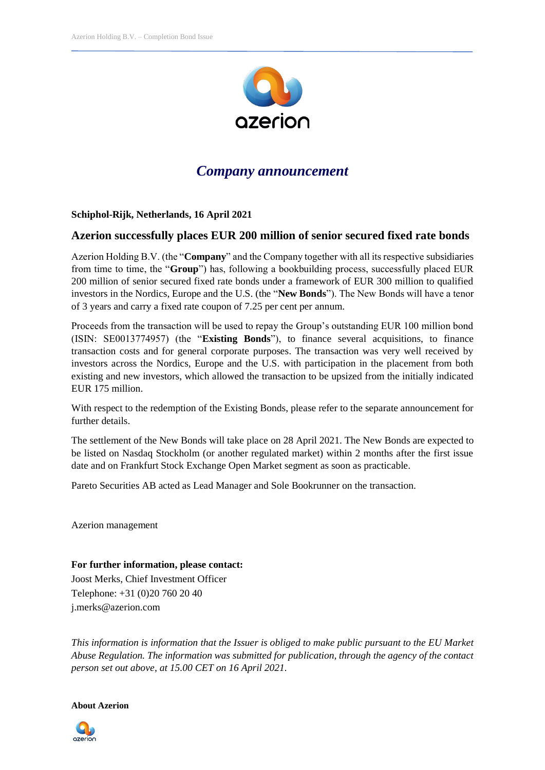# *Company announcement*

**Schiphol-Rijk, Netherlands, 16 April 2021**

## Azerion successfully places EUR 200 million of senior secured fixed rate bonds

Azerion Holding B.V. (the "**Company**" and the Company together with all its respective subsidiaries from time to time, the "**Group**") has, following a bookbuilding process, successfully placed EUR 200 million of senior secured fixed rate bonds under a framework of EUR 300 million to qualified investors in the Nordics, Europe and the U.S. (the "**New Bonds**"). The New Bonds will have a tenor of 3 years and carry a fixed rate coupon of 7.25 per cent per annum.

Proceeds from the transaction will be used to repay the Group's outstanding EUR 100 million bond (ISIN: SE0013774957) (the "**Existing Bonds**"), to finance several acquisitions, to finance transaction costs and for general corporate purposes. The transaction was very well received by investors across the Nordics, Europe and the U.S. with participation in the placement from both existing and new investors, which allowed the transaction to be upsized from the initially indicated EUR 175 million.

With respect to the redemption of the Existing Bonds, please refer to the separate announcement for further details.

The settlement of the New Bonds will take place on 28 April 2021. The New Bonds are expected to be listed on Nasdaq Stockholm (or another regulated market) within 2 months after the first issue date and on Frankfurt Stock Exchange Open Market segment as soon as practicable.

Pareto Securities AB acted as Lead Manager and Sole Bookrunner on the transaction.

Azerion management

**For further information, please contact:**
Joost Merks, Chief Investment Officer
Telephone: +31 (0)20 760 20 40
j.merks@azerion.com

*This information is information that the Issuer is obliged to make public pursuant to the EU Market Abuse Regulation. The information was submitted for publication, through the agency of the contact person set out above, at 15.00 CET on 16 April 2021.*

**About Azerion**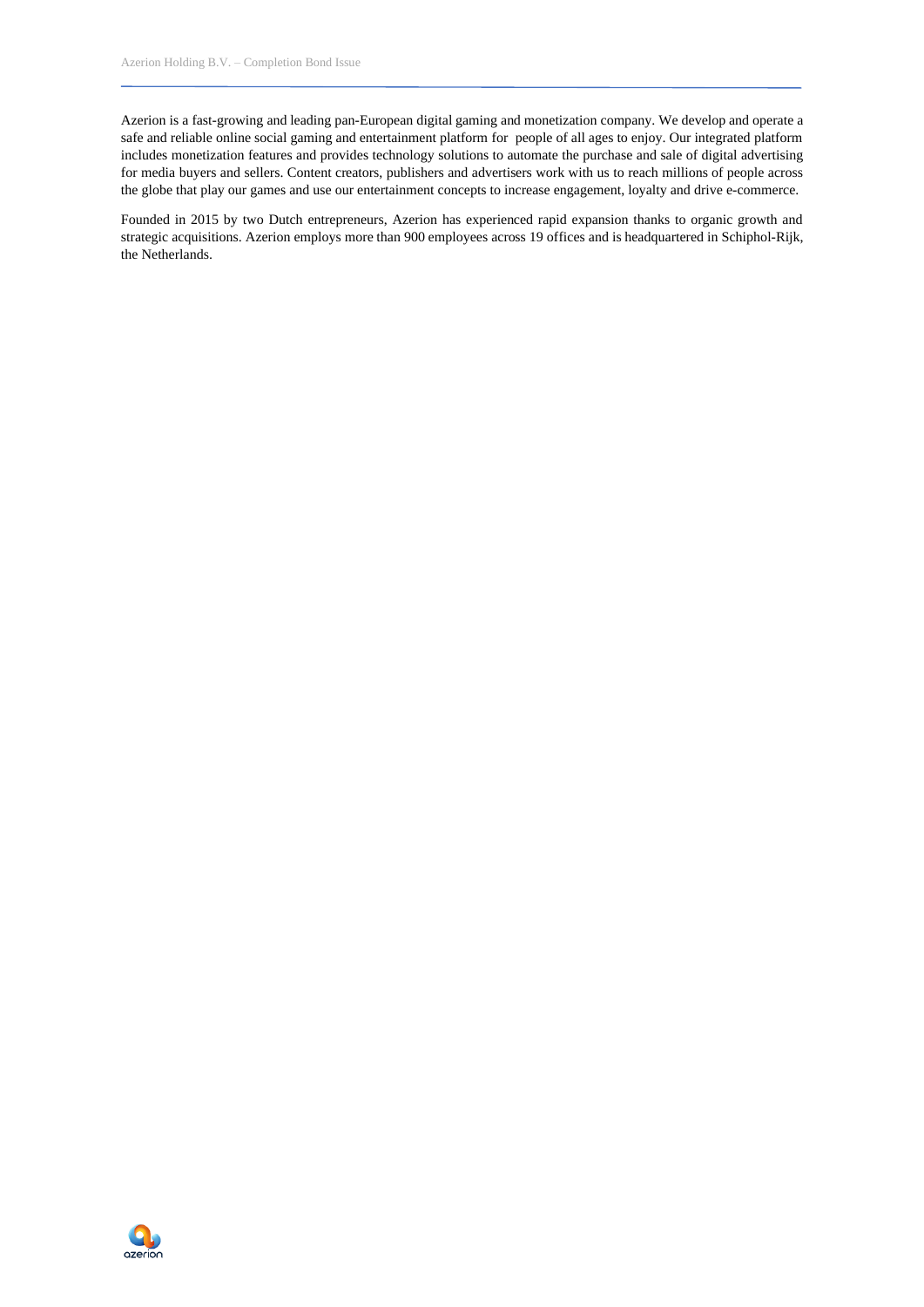Azerion is a fast-growing and leading pan-European digital gaming and monetization company. We develop and operate a safe and reliable online social gaming and entertainment platform for people of all ages to enjoy. Our integrated platform includes monetization features and provides technology solutions to automate the purchase and sale of digital advertising for media buyers and sellers. Content creators, publishers and advertisers work with us to reach millions of people across the globe that play our games and use our entertainment concepts to increase engagement, loyalty and drive e-commerce.

Founded in 2015 by two Dutch entrepreneurs, Azerion has experienced rapid expansion thanks to organic growth and strategic acquisitions. Azerion employs more than 900 employees across 19 offices and is headquartered in Schiphol-Rijk, the Netherlands.